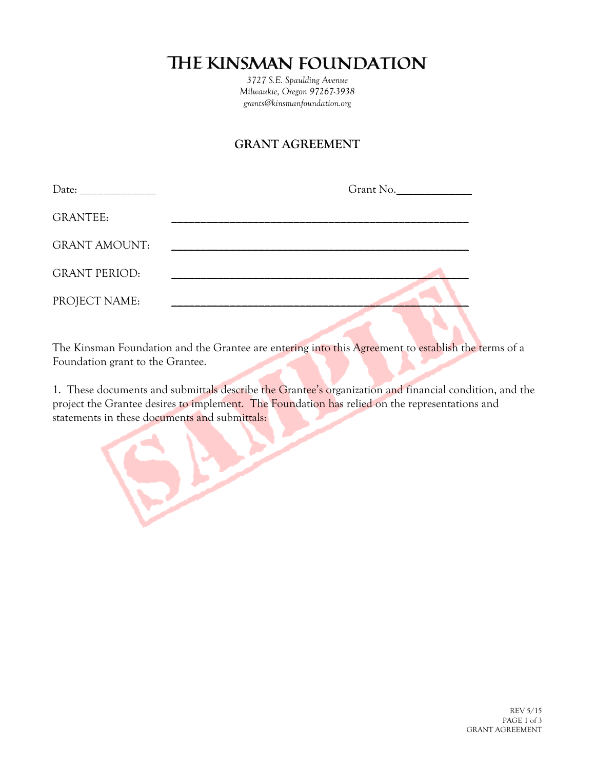# The Kinsman Foundation

*3727 S.E. Spaulding Avenue*
*Milwaukie, Oregon 97267-3938*
*grants@kinsmanfoundation.org*

## GRANT AGREEMENT

Date: ____________ Grant No.____________

GRANTEE: ________________________________________________

GRANT AMOUNT: ________________________________________________

GRANT PERIOD: ________________________________________________

PROJECT NAME: ________________________________________________

The Kinsman Foundation and the Grantee are entering into this Agreement to establish the terms of a Foundation grant to the Grantee.

1. These documents and submittals describe the Grantee's organization and financial condition, and the project the Grantee desires to implement. The Foundation has relied on the representations and statements in these documents and submittals:

SAMPLE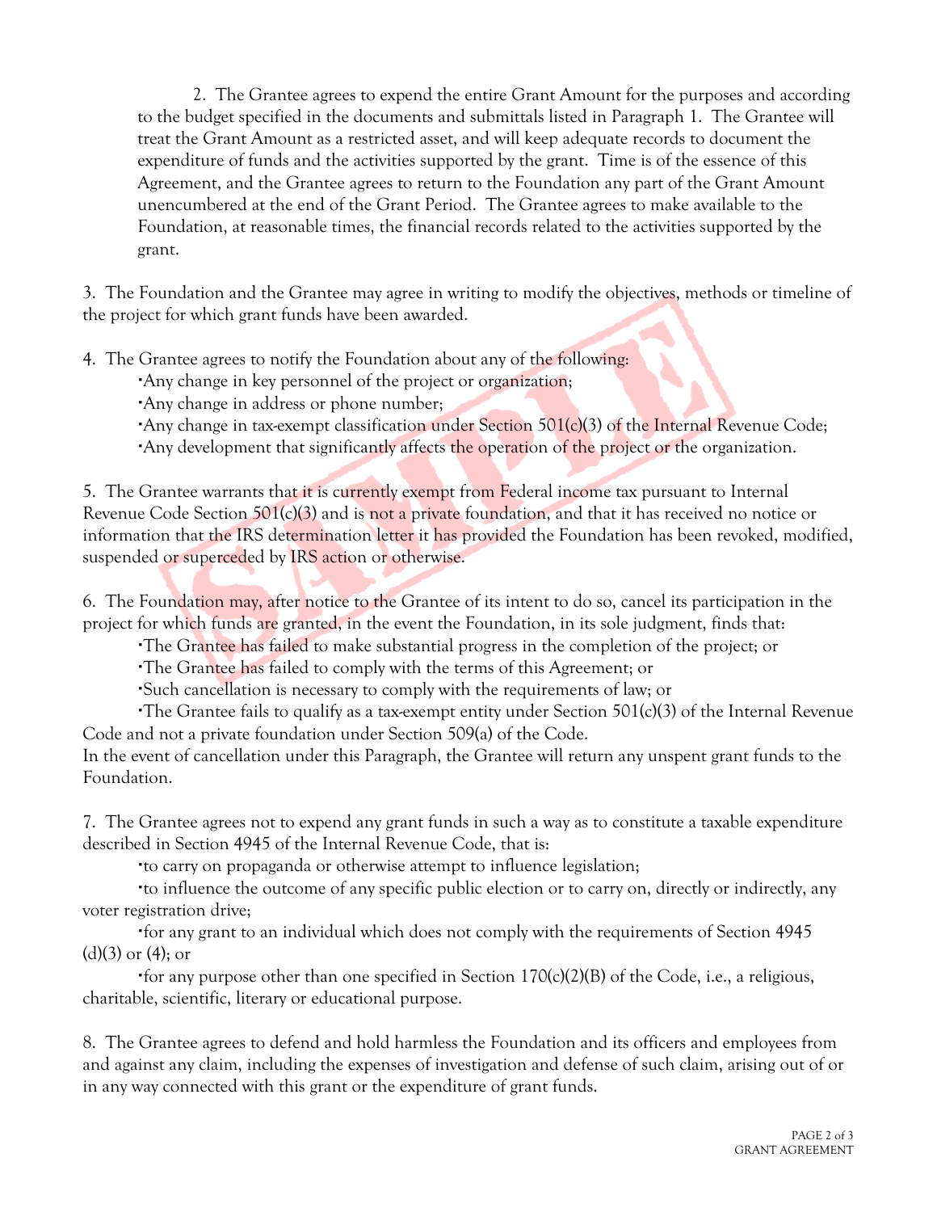2. The Grantee agrees to expend the entire Grant Amount for the purposes and according to the budget specified in the documents and submittals listed in Paragraph 1. The Grantee will treat the Grant Amount as a restricted asset, and will keep adequate records to document the expenditure of funds and the activities supported by the grant. Time is of the essence of this Agreement, and the Grantee agrees to return to the Foundation any part of the Grant Amount unencumbered at the end of the Grant Period. The Grantee agrees to make available to the Foundation, at reasonable times, the financial records related to the activities supported by the grant.

3. The Foundation and the Grantee may agree in writing to modify the objectives, methods or timeline of the project for which grant funds have been awarded.

4. The Grantee agrees to notify the Foundation about any of the following:

- Any change in key personnel of the project or organization;
- Any change in address or phone number;
- Any change in tax-exempt classification under Section 501(c)(3) of the Internal Revenue Code;
- Any development that significantly affects the operation of the project or the organization.

5. The Grantee warrants that it is currently exempt from Federal income tax pursuant to Internal Revenue Code Section 501(c)(3) and is not a private foundation, and that it has received no notice or information that the IRS determination letter it has provided the Foundation has been revoked, modified, suspended or superceded by IRS action or otherwise.

6. The Foundation may, after notice to the Grantee of its intent to do so, cancel its participation in the project for which funds are granted, in the event the Foundation, in its sole judgment, finds that:

- The Grantee has failed to make substantial progress in the completion of the project; or
- The Grantee has failed to comply with the terms of this Agreement; or
- Such cancellation is necessary to comply with the requirements of law; or
- The Grantee fails to qualify as a tax-exempt entity under Section 501(c)(3) of the Internal Revenue Code and not a private foundation under Section 509(a) of the Code.

In the event of cancellation under this Paragraph, the Grantee will return any unspent grant funds to the Foundation.

7. The Grantee agrees not to expend any grant funds in such a way as to constitute a taxable expenditure described in Section 4945 of the Internal Revenue Code, that is:

- to carry on propaganda or otherwise attempt to influence legislation;
- to influence the outcome of any specific public election or to carry on, directly or indirectly, any voter registration drive;
- for any grant to an individual which does not comply with the requirements of Section 4945 (d)(3) or (4); or
- for any purpose other than one specified in Section 170(c)(2)(B) of the Code, i.e., a religious, charitable, scientific, literary or educational purpose.

8. The Grantee agrees to defend and hold harmless the Foundation and its officers and employees from and against any claim, including the expenses of investigation and defense of such claim, arising out of or in any way connected with this grant or the expenditure of grant funds.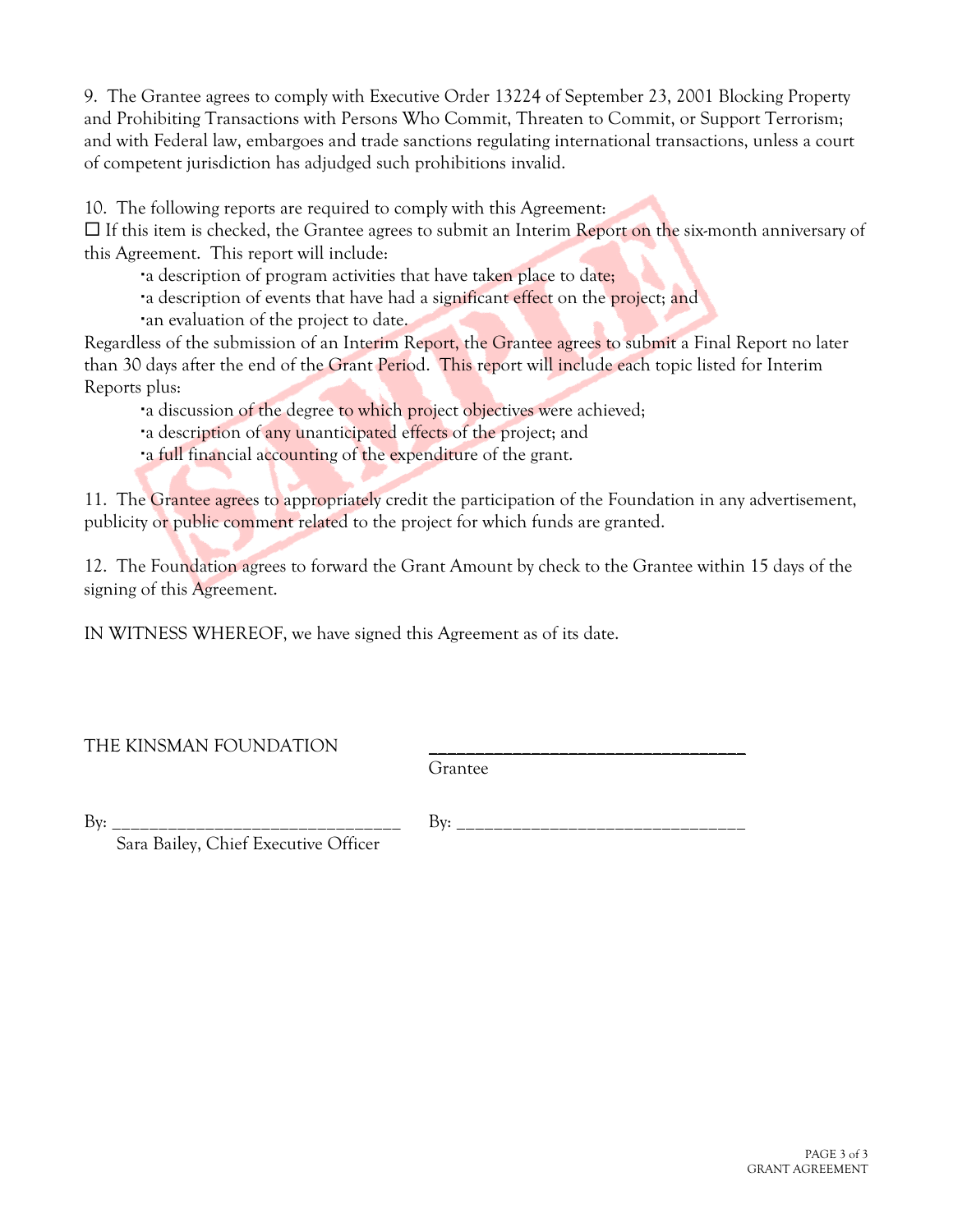9. The Grantee agrees to comply with Executive Order 13224 of September 23, 2001 Blocking Property and Prohibiting Transactions with Persons Who Commit, Threaten to Commit, or Support Terrorism; and with Federal law, embargoes and trade sanctions regulating international transactions, unless a court of competent jurisdiction has adjudged such prohibitions invalid.

10. The following reports are required to comply with this Agreement:
☐ If this item is checked, the Grantee agrees to submit an Interim Report on the six-month anniversary of this Agreement. This report will include:

- a description of program activities that have taken place to date;
- a description of events that have had a significant effect on the project; and
- an evaluation of the project to date.

Regardless of the submission of an Interim Report, the Grantee agrees to submit a Final Report no later than 30 days after the end of the Grant Period. This report will include each topic listed for Interim Reports plus:

- a discussion of the degree to which project objectives were achieved;
- a description of any unanticipated effects of the project; and
- a full financial accounting of the expenditure of the grant.

11. The Grantee agrees to appropriately credit the participation of the Foundation in any advertisement, publicity or public comment related to the project for which funds are granted.

12. The Foundation agrees to forward the Grant Amount by check to the Grantee within 15 days of the signing of this Agreement.

IN WITNESS WHEREOF, we have signed this Agreement as of its date.

THE KINSMAN FOUNDATION

By: ______________________________
Sara Bailey, Chief Executive Officer

______________________________
Grantee

By: ______________________________